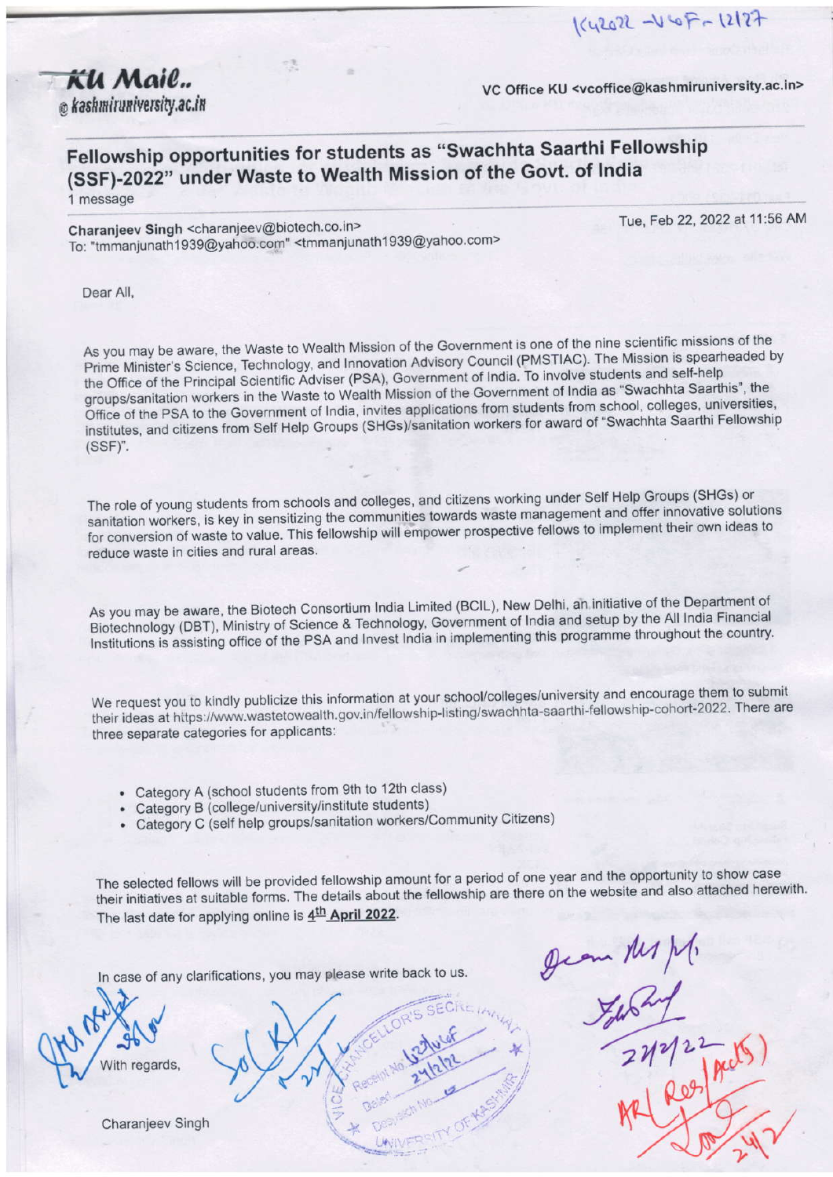KU/2022-VOF-12127

**KU Mail..** @ kashmiruniversity.ac.in

VC Office KU <vcoffice@kashmiruniversity.ac.in>

## Fellowship opportunities for students as "Swachhta Saarthi Fellowship (SSF)-2022" under Waste to Wealth Mission of the Govt. of India

1 message

**Charanjeev Singh** <charanjeev@biotech.co.in>
To: "tmmanjunath1939@yahoo.com" <tmmanjunath1939@yahoo.com>

Tue, Feb 22, 2022 at 11:56 AM

Dear All,

As you may be aware, the Waste to Wealth Mission of the Government is one of the nine scientific missions of the Prime Minister's Science, Technology, and Innovation Advisory Council (PMSTIAC). The Mission is spearheaded by the Office of the Principal Scientific Adviser (PSA), Government of India. To involve students and self-help groups/sanitation workers in the Waste to Wealth Mission of the Government of India as "Swachhta Saarthis", the Office of the PSA to the Government of India, invites applications from students from school, colleges, universities, institutes, and citizens from Self Help Groups (SHGs)/sanitation workers for award of "Swachhta Saarthi Fellowship (SSF)".

The role of young students from schools and colleges, and citizens working under Self Help Groups (SHGs) or sanitation workers, is key in sensitizing the communities towards waste management and offer innovative solutions for conversion of waste to value. This fellowship will empower prospective fellows to implement their own ideas to reduce waste in cities and rural areas.

As you may be aware, the Biotech Consortium India Limited (BCIL), New Delhi, an initiative of the Department of Biotechnology (DBT), Ministry of Science & Technology, Government of India and setup by the All India Financial Institutions is assisting office of the PSA and Invest India in implementing this programme throughout the country.

We request you to kindly publicize this information at your school/colleges/university and encourage them to submit their ideas at https://www.wastetowealth.gov.in/fellowship-listing/swachhta-saarthi-fellowship-cohort-2022. There are three separate categories for applicants:

- Category A (school students from 9th to 12th class)
- Category B (college/university/institute students)
- Category C (self help groups/sanitation workers/Community Citizens)

The selected fellows will be provided fellowship amount for a period of one year and the opportunity to show case their initiatives at suitable forms. The details about the fellowship are there on the website and also attached herewith. The last date for applying online is **4th April 2022**.

In case of any clarifications, you may please write back to us.

With regards,

Charanjeev Singh

VICE-CHANCELLOR'S SECRETARIAT, UNIVERSITY OF KASHMIR
Receipt No. 1239/ucf
Dated 24/2/22
Despatch No.

Dean Res Prog
22/2/22
AR (Res/Acts)
24/2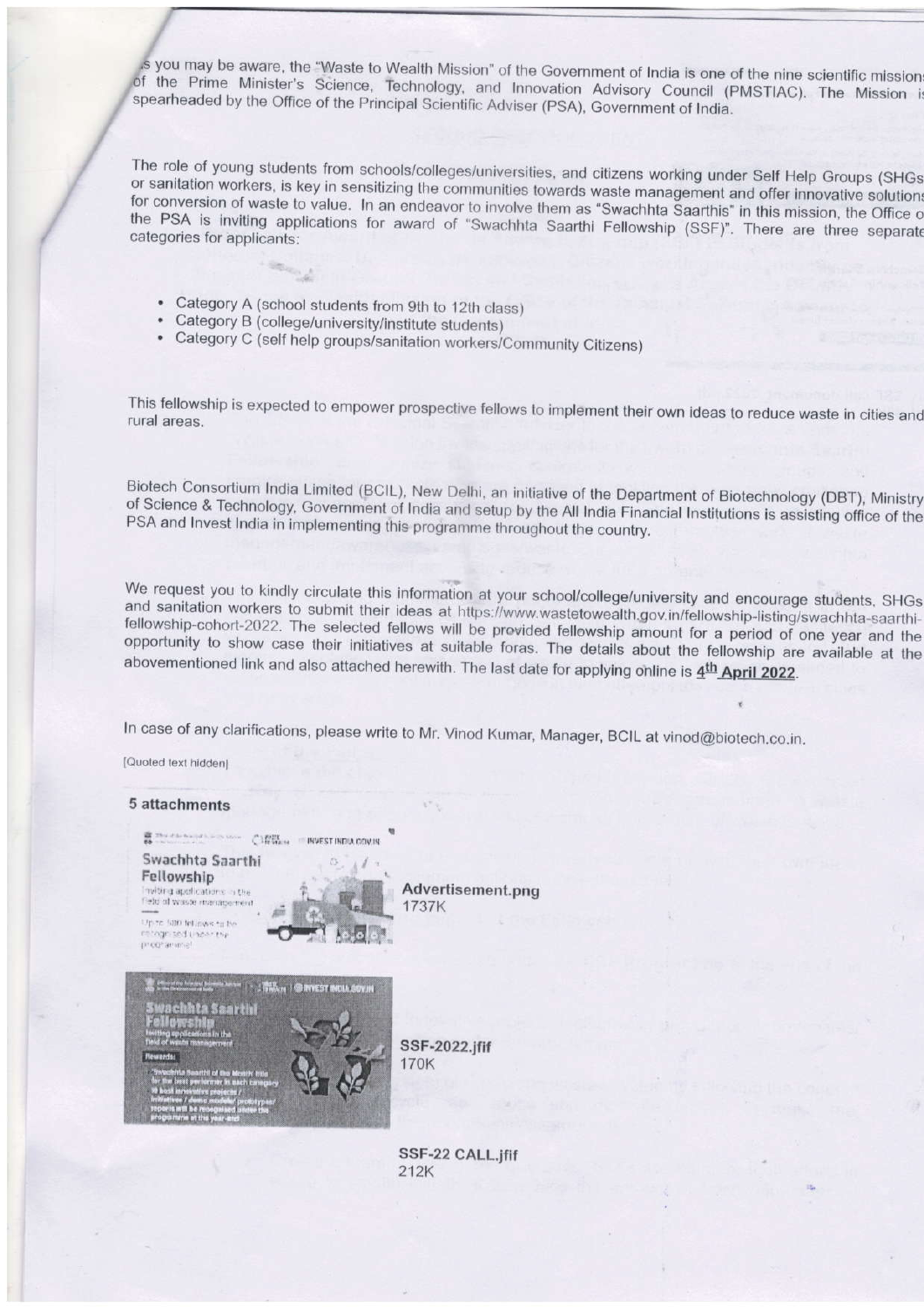As you may be aware, the "Waste to Wealth Mission" of the Government of India is one of the nine scientific missions of the Prime Minister's Science, Technology, and Innovation Advisory Council (PMSTIAC). The Mission is spearheaded by the Office of the Principal Scientific Adviser (PSA), Government of India.

The role of young students from schools/colleges/universities, and citizens working under Self Help Groups (SHGs) or sanitation workers, is key in sensitizing the communities towards waste management and offer innovative solutions for conversion of waste to value. In an endeavor to involve them as "Swachhta Saarthis" in this mission, the Office of the PSA is inviting applications for award of "Swachhta Saarthi Fellowship (SSF)". There are three separate categories for applicants:

- Category A (school students from 9th to 12th class)
- Category B (college/university/institute students)
- Category C (self help groups/sanitation workers/Community Citizens)

This fellowship is expected to empower prospective fellows to implement their own ideas to reduce waste in cities and rural areas.

Biotech Consortium India Limited (BCIL), New Delhi, an initiative of the Department of Biotechnology (DBT), Ministry of Science & Technology, Government of India and setup by the All India Financial Institutions is assisting office of the PSA and Invest India in implementing this programme throughout the country.

We request you to kindly circulate this information at your school/college/university and encourage students, SHGs and sanitation workers to submit their ideas at https://www.wastetowealth.gov.in/fellowship-listing/swachhta-saarthi-fellowship-cohort-2022. The selected fellows will be provided fellowship amount for a period of one year and the opportunity to show case their initiatives at suitable foras. The details about the fellowship are available at the abovementioned link and also attached herewith. The last date for applying online is **4th April 2022**.

In case of any clarifications, please write to Mr. Vinod Kumar, Manager, BCIL at vinod@biotech.co.in.

[Quoted text hidden]

**5 attachments**

Advertisement.png
1737K

SSF-2022.jfif
170K

SSF-22 CALL.jfif
212K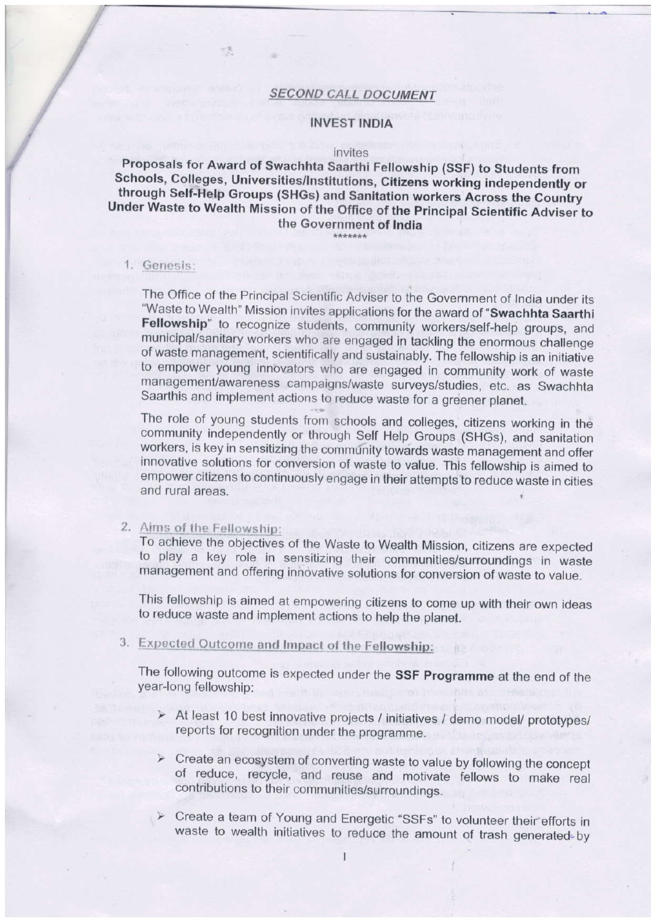## SECOND CALL DOCUMENT

### INVEST INDIA

invites

**Proposals for Award of Swachhta Saarthi Fellowship (SSF) to Students from Schools, Colleges, Universities/Institutions, Citizens working independently or through Self-Help Groups (SHGs) and Sanitation workers Across the Country Under Waste to Wealth Mission of the Office of the Principal Scientific Adviser to the Government of India**

*******

1. Genesis:

   The Office of the Principal Scientific Adviser to the Government of India under its "Waste to Wealth" Mission invites applications for the award of "**Swachhta Saarthi Fellowship**" to recognize students, community workers/self-help groups, and municipal/sanitary workers who are engaged in tackling the enormous challenge of waste management, scientifically and sustainably. The fellowship is an initiative to empower young innovators who are engaged in community work of waste management/awareness campaigns/waste surveys/studies, etc. as Swachhta Saarthis and implement actions to reduce waste for a greener planet.

   The role of young students from schools and colleges, citizens working in the community independently or through Self Help Groups (SHGs), and sanitation workers, is key in sensitizing the community towards waste management and offer innovative solutions for conversion of waste to value. This fellowship is aimed to empower citizens to continuously engage in their attempts to reduce waste in cities and rural areas.

2. Aims of the Fellowship:

   To achieve the objectives of the Waste to Wealth Mission, citizens are expected to play a key role in sensitizing their communities/surroundings in waste management and offering innovative solutions for conversion of waste to value.

   This fellowship is aimed at empowering citizens to come up with their own ideas to reduce waste and implement actions to help the planet.

3. Expected Outcome and Impact of the Fellowship:

   The following outcome is expected under the **SSF Programme** at the end of the year-long fellowship:

   - At least 10 best innovative projects / initiatives / demo model/ prototypes/ reports for recognition under the programme.
   - Create an ecosystem of converting waste to value by following the concept of reduce, recycle, and reuse and motivate fellows to make real contributions to their communities/surroundings.
   - Create a team of Young and Energetic "SSFs" to volunteer their efforts in waste to wealth initiatives to reduce the amount of trash generated by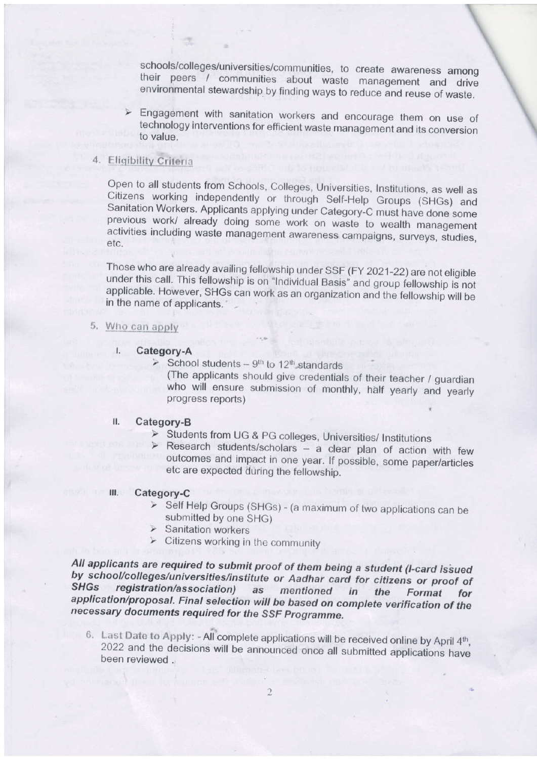schools/colleges/universities/communities, to create awareness among their peers / communities about waste management and drive environmental stewardship by finding ways to reduce and reuse of waste.

- Engagement with sanitation workers and encourage them on use of technology interventions for efficient waste management and its conversion to value.

## 4. Eligibility Criteria

Open to all students from Schools, Colleges, Universities, Institutions, as well as Citizens working independently or through Self-Help Groups (SHGs) and Sanitation Workers. Applicants applying under Category-C must have done some previous work/ already doing some work on waste to wealth management activities including waste management awareness campaigns, surveys, studies, etc.

Those who are already availing fellowship under SSF (FY 2021-22) are not eligible under this call. This fellowship is on "Individual Basis" and group fellowship is not applicable. However, SHGs can work as an organization and the fellowship will be in the name of applicants.

## 5. Who can apply

### I. Category-A

- School students – 9th to 12th standards

  (The applicants should give credentials of their teacher / guardian who will ensure submission of monthly, half yearly and yearly progress reports)

### II. Category-B

- Students from UG & PG colleges, Universities/ Institutions
- Research students/scholars – a clear plan of action with few outcomes and impact in one year. If possible, some paper/articles etc are expected during the fellowship.

### III. Category-C

- Self Help Groups (SHGs) - (a maximum of two applications can be submitted by one SHG)
- Sanitation workers
- Citizens working in the community

***All applicants are required to submit proof of them being a student (I-card issued by school/colleges/universities/institute or Aadhar card for citizens or proof of SHGs registration/association) as mentioned in the Format for application/proposal. Final selection will be based on complete verification of the necessary documents required for the SSF Programme.***

6. Last Date to Apply: - All complete applications will be received online by April 4th, 2022 and the decisions will be announced once all submitted applications have been reviewed .